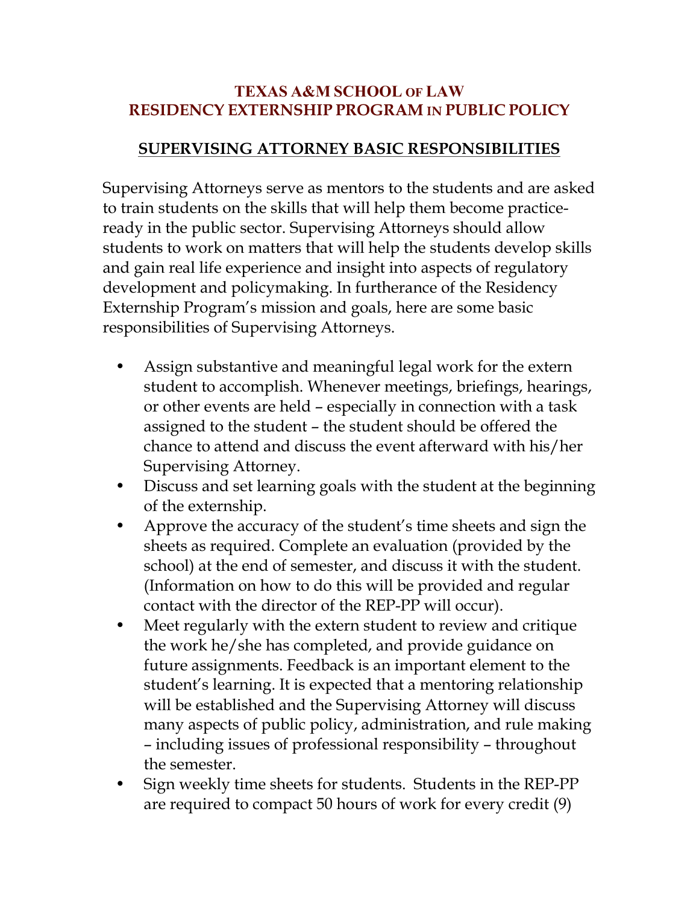# TEXAS A&M SCHOOL OF LAW
# RESIDENCY EXTERNSHIP PROGRAM IN PUBLIC POLICY

## SUPERVISING ATTORNEY BASIC RESPONSIBILITIES

Supervising Attorneys serve as mentors to the students and are asked to train students on the skills that will help them become practice-ready in the public sector. Supervising Attorneys should allow students to work on matters that will help the students develop skills and gain real life experience and insight into aspects of regulatory development and policymaking. In furtherance of the Residency Externship Program's mission and goals, here are some basic responsibilities of Supervising Attorneys.

- Assign substantive and meaningful legal work for the extern student to accomplish. Whenever meetings, briefings, hearings, or other events are held – especially in connection with a task assigned to the student – the student should be offered the chance to attend and discuss the event afterward with his/her Supervising Attorney.
- Discuss and set learning goals with the student at the beginning of the externship.
- Approve the accuracy of the student's time sheets and sign the sheets as required. Complete an evaluation (provided by the school) at the end of semester, and discuss it with the student. (Information on how to do this will be provided and regular contact with the director of the REP-PP will occur).
- Meet regularly with the extern student to review and critique the work he/she has completed, and provide guidance on future assignments. Feedback is an important element to the student's learning. It is expected that a mentoring relationship will be established and the Supervising Attorney will discuss many aspects of public policy, administration, and rule making – including issues of professional responsibility – throughout the semester.
- Sign weekly time sheets for students. Students in the REP-PP are required to compact 50 hours of work for every credit (9)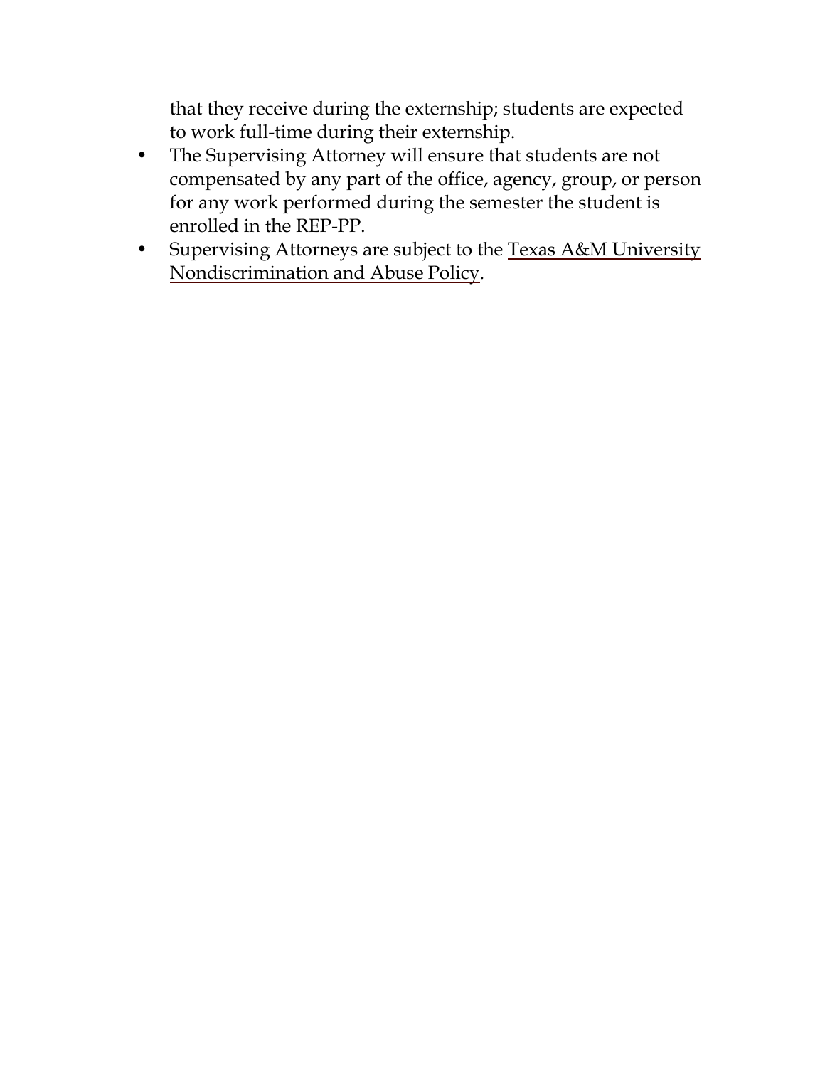that they receive during the externship; students are expected to work full-time during their externship.

- The Supervising Attorney will ensure that students are not compensated by any part of the office, agency, group, or person for any work performed during the semester the student is enrolled in the REP-PP.
- Supervising Attorneys are subject to the Texas A&M University Nondiscrimination and Abuse Policy.